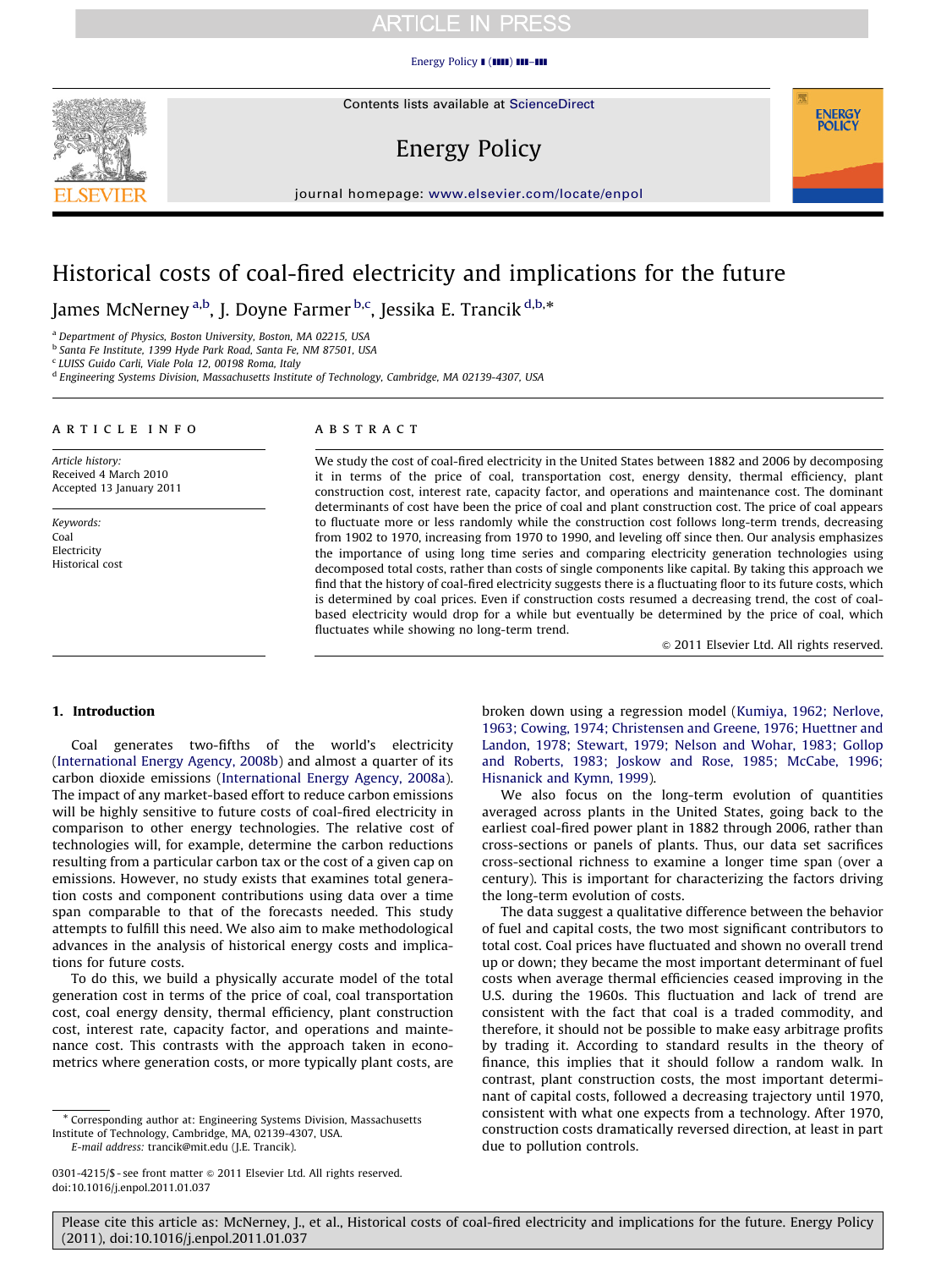# Historical costs of coal-fired electricity and implications for the future

James McNerney [a,b], J. Doyne Farmer [b,c], Jessika E. Trancik [d,b,*]

[a] Department of Physics, Boston University, Boston, MA 02215, USA
[b] Santa Fe Institute, 1399 Hyde Park Road, Santa Fe, NM 87501, USA
[c] LUISS Guido Carli, Viale Pola 12, 00198 Roma, Italy
[d] Engineering Systems Division, Massachusetts Institute of Technology, Cambridge, MA 02139-4307, USA

**ARTICLE INFO**

*Article history:*
Received 4 March 2010
Accepted 13 January 2011

*Keywords:*
Coal
Electricity
Historical cost

**ABSTRACT**

We study the cost of coal-fired electricity in the United States between 1882 and 2006 by decomposing it in terms of the price of coal, transportation cost, energy density, thermal efficiency, plant construction cost, interest rate, capacity factor, and operations and maintenance cost. The dominant determinants of cost have been the price of coal and plant construction cost. The price of coal appears to fluctuate more or less randomly while the construction cost follows long-term trends, decreasing from 1902 to 1970, increasing from 1970 to 1990, and leveling off since then. Our analysis emphasizes the importance of using long time series and comparing electricity generation technologies using decomposed total costs, rather than costs of single components like capital. By taking this approach we find that the history of coal-fired electricity suggests there is a fluctuating floor to its future costs, which is determined by coal prices. Even if construction costs resumed a decreasing trend, the cost of coal-based electricity would drop for a while but eventually be determined by the price of coal, which fluctuates while showing no long-term trend.

© 2011 Elsevier Ltd. All rights reserved.

## 1. Introduction

Coal generates two-fifths of the world's electricity (International Energy Agency, 2008b) and almost a quarter of its carbon dioxide emissions (International Energy Agency, 2008a). The impact of any market-based effort to reduce carbon emissions will be highly sensitive to future costs of coal-fired electricity in comparison to other energy technologies. The relative cost of technologies will, for example, determine the carbon reductions resulting from a particular carbon tax or the cost of a given cap on emissions. However, no study exists that examines total generation costs and component contributions using data over a time span comparable to that of the forecasts needed. This study attempts to fulfill this need. We also aim to make methodological advances in the analysis of historical energy costs and implications for future costs.

To do this, we build a physically accurate model of the total generation cost in terms of the price of coal, coal transportation cost, coal energy density, thermal efficiency, plant construction cost, interest rate, capacity factor, and operations and maintenance cost. This contrasts with the approach taken in econometrics where generation costs, or more typically plant costs, are broken down using a regression model (Kumiya, 1962; Nerlove, 1963; Cowing, 1974; Christensen and Greene, 1976; Huettner and Landon, 1978; Stewart, 1979; Nelson and Wohar, 1983; Gollop and Roberts, 1983; Joskow and Rose, 1985; McCabe, 1996; Hisnanick and Kymn, 1999).

We also focus on the long-term evolution of quantities averaged across plants in the United States, going back to the earliest coal-fired power plant in 1882 through 2006, rather than cross-sections or panels of plants. Thus, our data set sacrifices cross-sectional richness to examine a longer time span (over a century). This is important for characterizing the factors driving the long-term evolution of costs.

The data suggest a qualitative difference between the behavior of fuel and capital costs, the two most significant contributors to total cost. Coal prices have fluctuated and shown no overall trend up or down; they became the most important determinant of fuel costs when average thermal efficiencies ceased improving in the U.S. during the 1960s. This fluctuation and lack of trend are consistent with the fact that coal is a traded commodity, and therefore, it should not be possible to make easy arbitrage profits by trading it. According to standard results in the theory of finance, this implies that it should follow a random walk. In contrast, plant construction costs, the most important determinant of capital costs, followed a decreasing trajectory until 1970, consistent with what one expects from a technology. After 1970, construction costs dramatically reversed direction, at least in part due to pollution controls.

* Corresponding author at: Engineering Systems Division, Massachusetts Institute of Technology, Cambridge, MA, 02139-4307, USA.
E-mail address: trancik@mit.edu (J.E. Trancik).

0301-4215/$ - see front matter © 2011 Elsevier Ltd. All rights reserved.
doi:10.1016/j.enpol.2011.01.037

Please cite this article as: McNerney, J., et al., Historical costs of coal-fired electricity and implications for the future. Energy Policy (2011), doi:10.1016/j.enpol.2011.01.037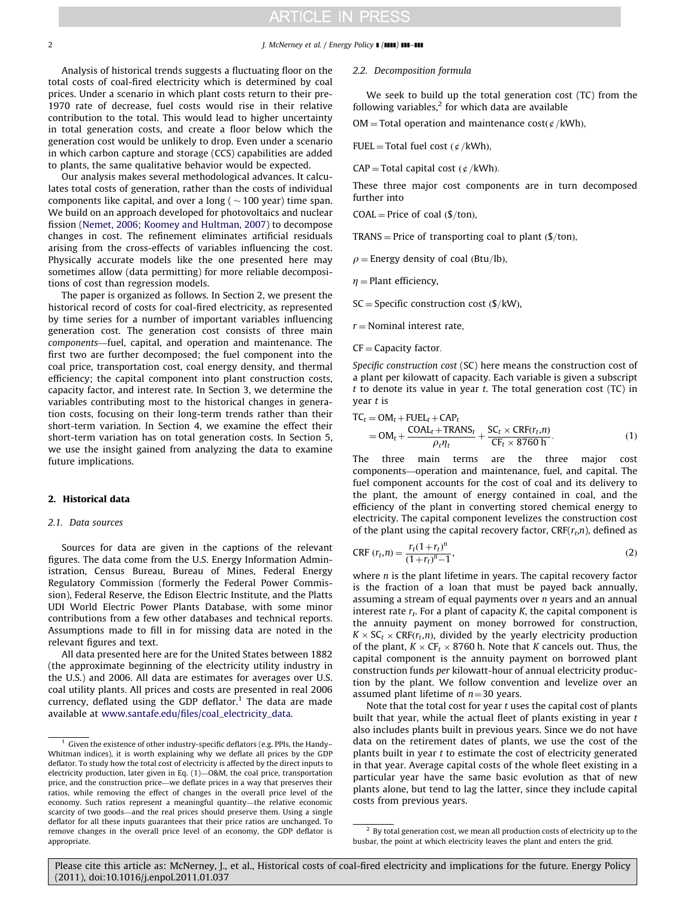Analysis of historical trends suggests a fluctuating floor on the total costs of coal-fired electricity which is determined by coal prices. Under a scenario in which plant costs return to their pre-1970 rate of decrease, fuel costs would rise in their relative contribution to the total. This would lead to higher uncertainty in total generation costs, and create a floor below which the generation cost would be unlikely to drop. Even under a scenario in which carbon capture and storage (CCS) capabilities are added to plants, the same qualitative behavior would be expected.

Our analysis makes several methodological advances. It calculates total costs of generation, rather than the costs of individual components like capital, and over a long ( ~ 100 year) time span. We build on an approach developed for photovoltaics and nuclear fission (Nemet, 2006; Koomey and Hultman, 2007) to decompose changes in cost. The refinement eliminates artificial residuals arising from the cross-effects of variables influencing the cost. Physically accurate models like the one presented here may sometimes allow (data permitting) for more reliable decompositions of cost than regression models.

The paper is organized as follows. In Section 2, we present the historical record of costs for coal-fired electricity, as represented by time series for a number of important variables influencing generation cost. The generation cost consists of three main *components*—fuel, capital, and operation and maintenance. The first two are further decomposed; the fuel component into the coal price, transportation cost, coal energy density, and thermal efficiency; the capital component into plant construction costs, capacity factor, and interest rate. In Section 3, we determine the variables contributing most to the historical changes in generation costs, focusing on their long-term trends rather than their short-term variation. In Section 4, we examine the effect their short-term variation has on total generation costs. In Section 5, we use the insight gained from analyzing the data to examine future implications.

## 2. Historical data

### 2.1. Data sources

Sources for data are given in the captions of the relevant figures. The data come from the U.S. Energy Information Administration, Census Bureau, Bureau of Mines, Federal Energy Regulatory Commission (formerly the Federal Power Commission), Federal Reserve, the Edison Electric Institute, and the Platts UDI World Electric Power Plants Database, with some minor contributions from a few other databases and technical reports. Assumptions made to fill in for missing data are noted in the relevant figures and text.

All data presented here are for the United States between 1882 (the approximate beginning of the electricity utility industry in the U.S.) and 2006. All data are estimates for averages over U.S. coal utility plants. All prices and costs are presented in real 2006 currency, deflated using the GDP deflator.[1] The data are made available at www.santafe.edu/files/coal_electricity_data.

### 2.2. Decomposition formula

We seek to build up the total generation cost (TC) from the following variables,[2] for which data are available

OM = Total operation and maintenance cost(¢/kWh),

FUEL = Total fuel cost (¢/kWh),

CAP = Total capital cost (¢/kWh).

These three major cost components are in turn decomposed further into

COAL = Price of coal ($/ton),

TRANS = Price of transporting coal to plant ($/ton),

$\rho$ = Energy density of coal (Btu/lb),

$\eta$ = Plant efficiency,

SC = Specific construction cost ($/kW),

$r$ = Nominal interest rate,

CF = Capacity factor.

*Specific construction cost* (SC) here means the construction cost of a plant per kilowatt of capacity. Each variable is given a subscript $t$ to denote its value in year $t$. The total generation cost (TC) in year $t$ is

$$\begin{aligned}\mathrm{TC}_t &= \mathrm{OM}_t + \mathrm{FUEL}_t + \mathrm{CAP}_t \\ &= \mathrm{OM}_t + \frac{\mathrm{COAL}_t + \mathrm{TRANS}_t}{\rho_t \eta_t} + \frac{\mathrm{SC}_t \times \mathrm{CRF}(r_t, n)}{\mathrm{CF}_t \times 8760\ \mathrm{h}}.\end{aligned} \tag{1}$$

The three main terms are the three major cost components—operation and maintenance, fuel, and capital. The fuel component accounts for the cost of coal and its delivery to the plant, the amount of energy contained in coal, and the efficiency of the plant in converting stored chemical energy to electricity. The capital component levelizes the construction cost of the plant using the capital recovery factor, $\mathrm{CRF}(r_t, n)$, defined as

$$\mathrm{CRF}\ (r_t, n) = \frac{r_t(1+r_t)^n}{(1+r_t)^n - 1}, \tag{2}$$

where $n$ is the plant lifetime in years. The capital recovery factor is the fraction of a loan that must be payed back annually, assuming a stream of equal payments over $n$ years and an annual interest rate $r_t$. For a plant of capacity $K$, the capital component is the annuity payment on money borrowed for construction, $K \times \mathrm{SC}_t \times \mathrm{CRF}(r_t, n)$, divided by the yearly electricity production of the plant, $K \times \mathrm{CF}_t \times 8760$ h. Note that $K$ cancels out. Thus, the capital component is the annuity payment on borrowed plant construction funds *per* kilowatt-hour of annual electricity production by the plant. We follow convention and levelize over an assumed plant lifetime of $n = 30$ years.

Note that the total cost for year $t$ uses the capital cost of plants built that year, while the actual fleet of plants existing in year $t$ also includes plants built in previous years. Since we do not have data on the retirement dates of plants, we use the cost of the plants built in year $t$ to estimate the cost of electricity generated in that year. Average capital costs of the whole fleet existing in a particular year have the same basic evolution as that of new plants alone, but tend to lag the latter, since they include capital costs from previous years.

---

[1] Given the existence of other industry-specific deflators (e.g. PPIs, the Handy–Whitman indices), it is worth explaining why we deflate all prices by the GDP deflator. To study how the total cost of electricity is affected by the direct inputs to electricity production, later given in Eq. (1)—O&M, the coal price, transportation price, and the construction price—we deflate prices in a way that preserves their ratios, while removing the effect of changes in the overall price level of the economy. Such ratios represent a meaningful quantity—the relative economic scarcity of two goods—and the real prices should preserve them. Using a single deflator for all these inputs guarantees that their price ratios are unchanged. To remove changes in the overall price level of an economy, the GDP deflator is appropriate.

[2] By total generation cost, we mean all production costs of electricity up to the busbar, the point at which electricity leaves the plant and enters the grid.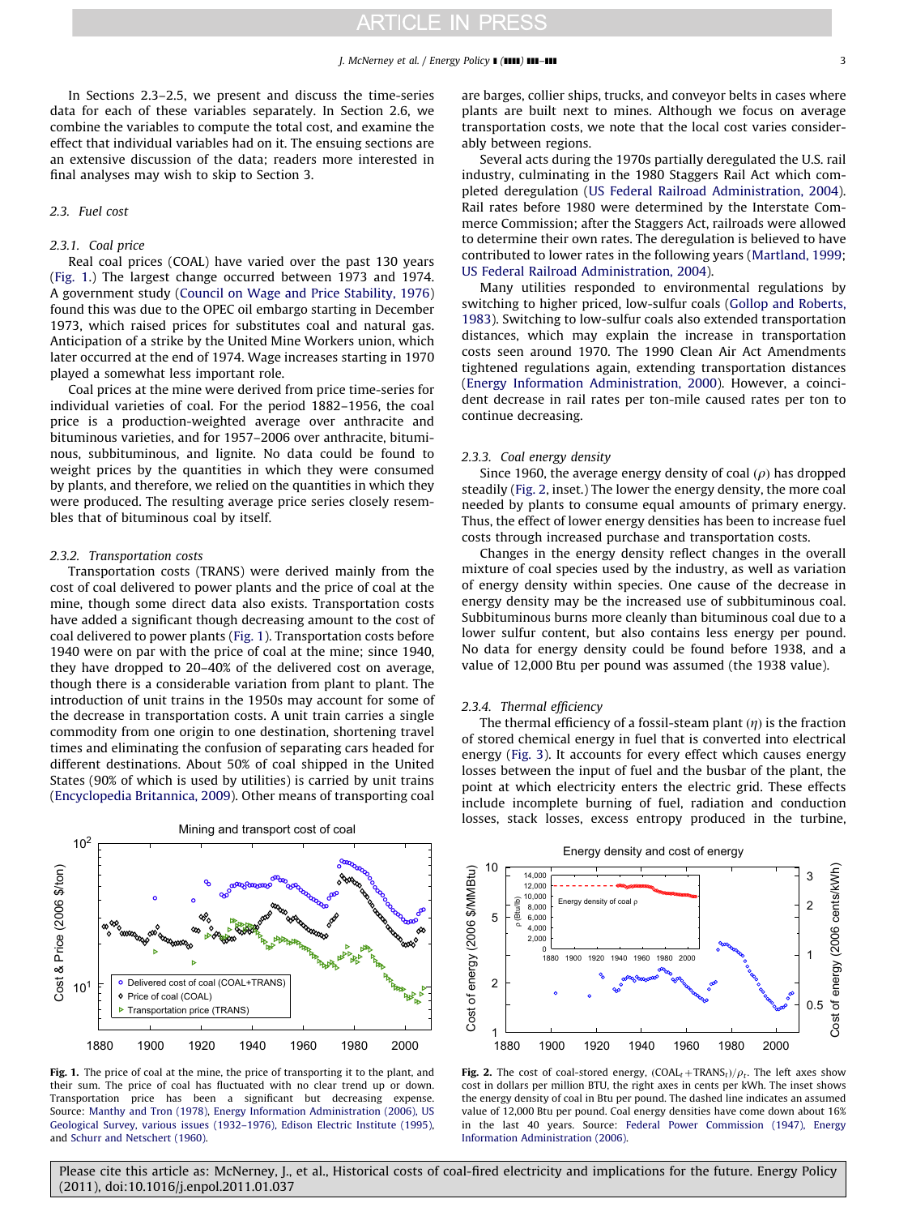In Sections 2.3–2.5, we present and discuss the time-series data for each of these variables separately. In Section 2.6, we combine the variables to compute the total cost, and examine the effect that individual variables had on it. The ensuing sections are an extensive discussion of the data; readers more interested in final analyses may wish to skip to Section 3.

### 2.3. Fuel cost

#### 2.3.1. Coal price

Real coal prices (COAL) have varied over the past 130 years (Fig. 1.) The largest change occurred between 1973 and 1974. A government study (Council on Wage and Price Stability, 1976) found this was due to the OPEC oil embargo starting in December 1973, which raised prices for substitutes coal and natural gas. Anticipation of a strike by the United Mine Workers union, which later occurred at the end of 1974. Wage increases starting in 1970 played a somewhat less important role.

Coal prices at the mine were derived from price time-series for individual varieties of coal. For the period 1882–1956, the coal price is a production-weighted average over anthracite and bituminous varieties, and for 1957–2006 over anthracite, bituminous, subbituminous, and lignite. No data could be found to weight prices by the quantities in which they were consumed by plants, and therefore, we relied on the quantities in which they were produced. The resulting average price series closely resembles that of bituminous coal by itself.

#### 2.3.2. Transportation costs

Transportation costs (TRANS) were derived mainly from the cost of coal delivered to power plants and the price of coal at the mine, though some direct data also exists. Transportation costs have added a significant though decreasing amount to the cost of coal delivered to power plants (Fig. 1). Transportation costs before 1940 were on par with the price of coal at the mine; since 1940, they have dropped to 20–40% of the delivered cost on average, though there is a considerable variation from plant to plant. The introduction of unit trains in the 1950s may account for some of the decrease in transportation costs. A unit train carries a single commodity from one origin to one destination, shortening travel times and eliminating the confusion of separating cars headed for different destinations. About 50% of coal shipped in the United States (90% of which is used by utilities) is carried by unit trains (Encyclopedia Britannica, 2009). Other means of transporting coal are barges, collier ships, trucks, and conveyor belts in cases where plants are built next to mines. Although we focus on average transportation costs, we note that the local cost varies considerably between regions.

Several acts during the 1970s partially deregulated the U.S. rail industry, culminating in the 1980 Staggers Rail Act which completed deregulation (US Federal Railroad Administration, 2004). Rail rates before 1980 were determined by the Interstate Commerce Commission; after the Staggers Act, railroads were allowed to determine their own rates. The deregulation is believed to have contributed to lower rates in the following years (Martland, 1999; US Federal Railroad Administration, 2004).

Many utilities responded to environmental regulations by switching to higher priced, low-sulfur coals (Gollop and Roberts, 1983). Switching to low-sulfur coals also extended transportation distances, which may explain the increase in transportation costs seen around 1970. The 1990 Clean Air Act Amendments tightened regulations again, extending transportation distances (Energy Information Administration, 2000). However, a coincident decrease in rail rates per ton-mile caused rates per ton to continue decreasing.

#### 2.3.3. Coal energy density

Since 1960, the average energy density of coal ($\rho$) has dropped steadily (Fig. 2, inset.) The lower the energy density, the more coal needed by plants to consume equal amounts of primary energy. Thus, the effect of lower energy densities has been to increase fuel costs through increased purchase and transportation costs.

Changes in the energy density reflect changes in the overall mixture of coal species used by the industry, as well as variation of energy density within species. One cause of the decrease in energy density may be the increased use of subbituminous coal. Subbituminous burns more cleanly than bituminous coal due to a lower sulfur content, but also contains less energy per pound. No data for energy density could be found before 1938, and a value of 12,000 Btu per pound was assumed (the 1938 value).

#### 2.3.4. Thermal efficiency

The thermal efficiency of a fossil-steam plant ($\eta$) is the fraction of stored chemical energy in fuel that is converted into electrical energy (Fig. 3). It accounts for every effect which causes energy losses between the input of fuel and the busbar of the plant, the point at which electricity enters the electric grid. These effects include incomplete burning of fuel, radiation and conduction losses, stack losses, excess entropy produced in the turbine,

**Fig. 1.** The price of coal at the mine, the price of transporting it to the plant, and their sum. The price of coal has fluctuated with no clear trend up or down. Transportation price has been a significant but decreasing expense. Source: Manthy and Tron (1978), Energy Information Administration (2006), US Geological Survey, various issues (1932–1976), Edison Electric Institute (1995), and Schurr and Netschert (1960).

**Fig. 2.** The cost of coal-stored energy, $(\text{COAL}_t+\text{TRANS}_t)/\rho_t$. The left axes show cost in dollars per million BTU, the right axes in cents per kWh. The inset shows the energy density of coal in Btu per pound. The dashed line indicates an assumed value of 12,000 Btu per pound. Coal energy densities have come down about 16% in the last 40 years. Source: Federal Power Commission (1947), Energy Information Administration (2006).

Please cite this article as: McNerney, J., et al., Historical costs of coal-fired electricity and implications for the future. Energy Policy (2011), doi:10.1016/j.enpol.2011.01.037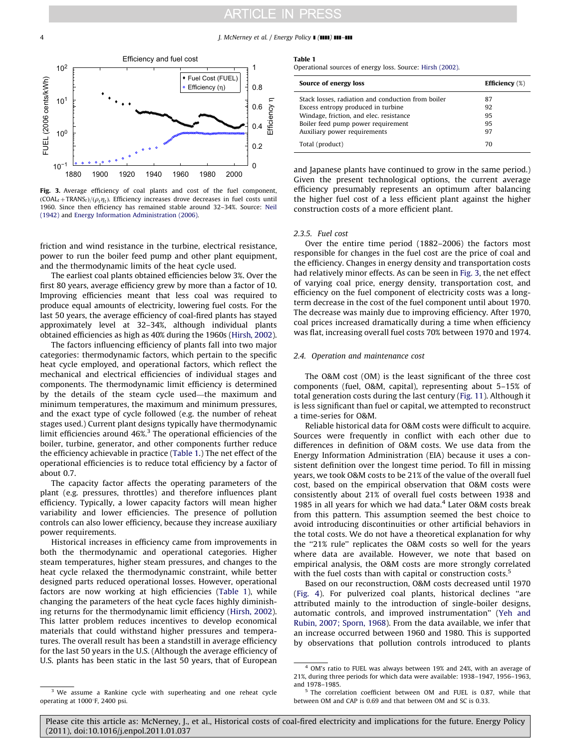Fig. 3. Average efficiency of coal plants and cost of the fuel component, $(COAL_t + TRANS_t)/(\rho_t \eta_t)$. Efficiency increases drove decreases in fuel costs until 1960. Since then efficiency has remained stable around 32–34%. Source: Neil (1942) and Energy Information Administration (2006).

friction and wind resistance in the turbine, electrical resistance, power to run the boiler feed pump and other plant equipment, and the thermodynamic limits of the heat cycle used.

The earliest coal plants obtained efficiencies below 3%. Over the first 80 years, average efficiency grew by more than a factor of 10. Improving efficiencies meant that less coal was required to produce equal amounts of electricity, lowering fuel costs. For the last 50 years, the average efficiency of coal-fired plants has stayed approximately level at 32–34%, although individual plants obtained efficiencies as high as 40% during the 1960s (Hirsh, 2002).

The factors influencing efficiency of plants fall into two major categories: thermodynamic factors, which pertain to the specific heat cycle employed, and operational factors, which reflect the mechanical and electrical efficiencies of individual stages and components. The thermodynamic limit efficiency is determined by the details of the steam cycle used—the maximum and minimum temperatures, the maximum and minimum pressures, and the exact type of cycle followed (e.g. the number of reheat stages used.) Current plant designs typically have thermodynamic limit efficiencies around 46%.[3] The operational efficiencies of the boiler, turbine, generator, and other components further reduce the efficiency achievable in practice (Table 1.) The net effect of the operational efficiencies is to reduce total efficiency by a factor of about 0.7.

The capacity factor affects the operating parameters of the plant (e.g. pressures, throttles) and therefore influences plant efficiency. Typically, a lower capacity factors will mean higher variability and lower efficiencies. The presence of pollution controls can also lower efficiency, because they increase auxiliary power requirements.

Historical increases in efficiency came from improvements in both the thermodynamic and operational categories. Higher steam temperatures, higher steam pressures, and changes to the heat cycle relaxed the thermodynamic constraint, while better designed parts reduced operational losses. However, operational factors are now working at high efficiencies (Table 1), while changing the parameters of the heat cycle faces highly diminishing returns for the thermodynamic limit efficiency (Hirsh, 2002). This latter problem reduces incentives to develop economical materials that could withstand higher pressures and temperatures. The overall result has been a standstill in average efficiency for the last 50 years in the U.S. (Although the average efficiency of U.S. plants has been static in the last 50 years, that of European and Japanese plants have continued to grow in the same period.) Given the present technological options, the current average efficiency presumably represents an optimum after balancing the higher fuel cost of a less efficient plant against the higher construction costs of a more efficient plant.

**Table 1**
Operational sources of energy loss. Source: Hirsh (2002).

| Source of energy loss | Efficiency (%) |
|---|---|
| Stack losses, radiation and conduction from boiler | 87 |
| Excess entropy produced in turbine | 92 |
| Windage, friction, and elec. resistance | 95 |
| Boiler feed pump power requirement | 95 |
| Auxiliary power requirements | 97 |
| Total (product) | 70 |

### 2.3.5. Fuel cost

Over the entire time period (1882–2006) the factors most responsible for changes in the fuel cost are the price of coal and the efficiency. Changes in energy density and transportation costs had relatively minor effects. As can be seen in Fig. 3, the net effect of varying coal price, energy density, transportation cost, and efficiency on the fuel component of electricity costs was a long-term decrease in the cost of the fuel component until about 1970. The decrease was mainly due to improving efficiency. After 1970, coal prices increased dramatically during a time when efficiency was flat, increasing overall fuel costs 70% between 1970 and 1974.

## 2.4. Operation and maintenance cost

The O&M cost (OM) is the least significant of the three cost components (fuel, O&M, capital), representing about 5–15% of total generation costs during the last century (Fig. 11). Although it is less significant than fuel or capital, we attempted to reconstruct a time-series for O&M.

Reliable historical data for O&M costs were difficult to acquire. Sources were frequently in conflict with each other due to differences in definition of O&M costs. We use data from the Energy Information Administration (EIA) because it uses a consistent definition over the longest time period. To fill in missing years, we took O&M costs to be 21% of the value of the overall fuel cost, based on the empirical observation that O&M costs were consistently about 21% of overall fuel costs between 1938 and 1985 in all years for which we had data.[4] Later O&M costs break from this pattern. This assumption seemed the best choice to avoid introducing discontinuities or other artificial behaviors in the total costs. We do not have a theoretical explanation for why the "21% rule" replicates the O&M costs so well for the years where data are available. However, we note that based on empirical analysis, the O&M costs are more strongly correlated with the fuel costs than with capital or construction costs.[5]

Based on our reconstruction, O&M costs decreased until 1970 (Fig. 4). For pulverized coal plants, historical declines "are attributed mainly to the introduction of single-boiler designs, automatic controls, and improved instrumentation" (Yeh and Rubin, 2007; Sporn, 1968). From the data available, we infer that an increase occurred between 1960 and 1980. This is supported by observations that pollution controls introduced to plants

[3] We assume a Rankine cycle with superheating and one reheat cycle operating at 1000°F, 2400 psi.

[4] OM's ratio to FUEL was always between 19% and 24%, with an average of 21%, during three periods for which data were available: 1938–1947, 1956–1963, and 1978–1985.

[5] The correlation coefficient between OM and FUEL is 0.87, while that between OM and CAP is 0.69 and that between OM and SC is 0.33.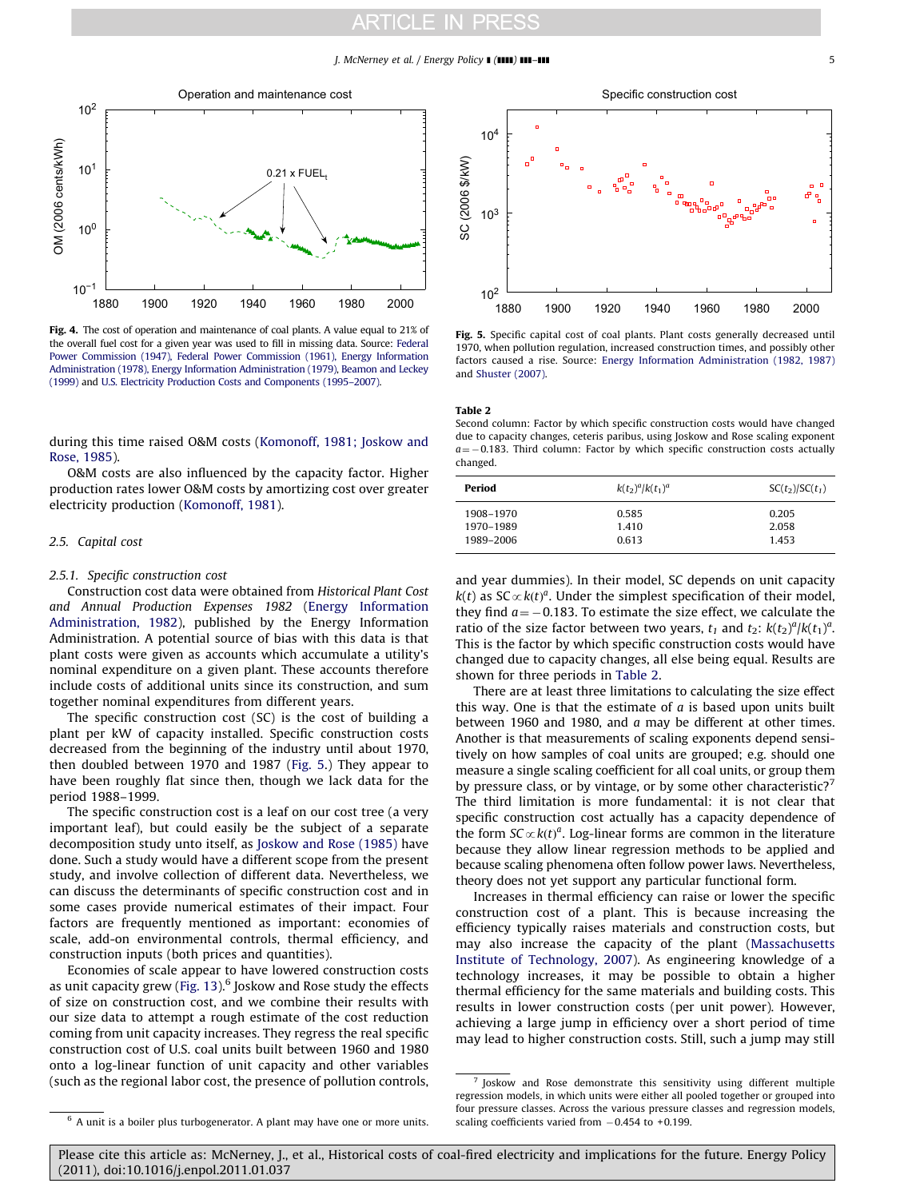Fig. 4. The cost of operation and maintenance of coal plants. A value equal to 21% of the overall fuel cost for a given year was used to fill in missing data. Source: Federal Power Commission (1947), Federal Power Commission (1961), Energy Information Administration (1978), Energy Information Administration (1979), Beamon and Leckey (1999) and U.S. Electricity Production Costs and Components (1995–2007).

Fig. 5. Specific capital cost of coal plants. Plant costs generally decreased until 1970, when pollution regulation, increased construction times, and possibly other factors caused a rise. Source: Energy Information Administration (1982, 1987) and Shuster (2007).

during this time raised O&M costs (Komonoff, 1981; Joskow and Rose, 1985).

O&M costs are also influenced by the capacity factor. Higher production rates lower O&M costs by amortizing cost over greater electricity production (Komonoff, 1981).

### 2.5. Capital cost

#### 2.5.1. Specific construction cost

Construction cost data were obtained from *Historical Plant Cost and Annual Production Expenses 1982* (Energy Information Administration, 1982), published by the Energy Information Administration. A potential source of bias with this data is that plant costs were given as accounts which accumulate a utility's nominal expenditure on a given plant. These accounts therefore include costs of additional units since its construction, and sum together nominal expenditures from different years.

The specific construction cost (SC) is the cost of building a plant per kW of capacity installed. Specific construction costs decreased from the beginning of the industry until about 1970, then doubled between 1970 and 1987 (Fig. 5.) They appear to have been roughly flat since then, though we lack data for the period 1988–1999.

The specific construction cost is a leaf on our cost tree (a very important leaf), but could easily be the subject of a separate decomposition study unto itself, as Joskow and Rose (1985) have done. Such a study would have a different scope from the present study, and involve collection of different data. Nevertheless, we can discuss the determinants of specific construction cost and in some cases provide numerical estimates of their impact. Four factors are frequently mentioned as important: economies of scale, add-on environmental controls, thermal efficiency, and construction inputs (both prices and quantities).

Economies of scale appear to have lowered construction costs as unit capacity grew (Fig. 13).[6] Joskow and Rose study the effects of size on construction cost, and we combine their results with our size data to attempt a rough estimate of the cost reduction coming from unit capacity increases. They regress the real specific construction cost of U.S. coal units built between 1960 and 1980 onto a log-linear function of unit capacity and other variables (such as the regional labor cost, the presence of pollution controls, and year dummies). In their model, SC depends on unit capacity $k(t)$ as $SC \propto k(t)^a$. Under the simplest specification of their model, they find $a = -0.183$. To estimate the size effect, we calculate the ratio of the size factor between two years, $t_1$ and $t_2$: $k(t_2)^a/k(t_1)^a$. This is the factor by which specific construction costs would have changed due to capacity changes, all else being equal. Results are shown for three periods in Table 2.

**Table 2**
Second column: Factor by which specific construction costs would have changed due to capacity changes, ceteris paribus, using Joskow and Rose scaling exponent $a = -0.183$. Third column: Factor by which specific construction costs actually changed.

| Period | $k(t_2)^a/k(t_1)^a$ | $SC(t_2)/SC(t_1)$ |
|---|---|---|
| 1908–1970 | 0.585 | 0.205 |
| 1970–1989 | 1.410 | 2.058 |
| 1989–2006 | 0.613 | 1.453 |

There are at least three limitations to calculating the size effect this way. One is that the estimate of $a$ is based upon units built between 1960 and 1980, and $a$ may be different at other times. Another is that measurements of scaling exponents depend sensitively on how samples of coal units are grouped; e.g. should one measure a single scaling coefficient for all coal units, or group them by pressure class, or by vintage, or by some other characteristic?[7] The third limitation is more fundamental: it is not clear that specific construction cost actually has a capacity dependence of the form $SC \propto k(t)^a$. Log-linear forms are common in the literature because they allow linear regression methods to be applied and because scaling phenomena often follow power laws. Nevertheless, theory does not yet support any particular functional form.

Increases in thermal efficiency can raise or lower the specific construction cost of a plant. This is because increasing the efficiency typically raises materials and construction costs, but may also increase the capacity of the plant (Massachusetts Institute of Technology, 2007). As engineering knowledge of a technology increases, it may be possible to obtain a higher thermal efficiency for the same materials and building costs. This results in lower construction costs (per unit power). However, achieving a large jump in efficiency over a short period of time may lead to higher construction costs. Still, such a jump may still

[6] A unit is a boiler plus turbogenerator. A plant may have one or more units.

[7] Joskow and Rose demonstrate this sensitivity using different multiple regression models, in which units were either all pooled together or grouped into four pressure classes. Across the various pressure classes and regression models, scaling coefficients varied from −0.454 to +0.199.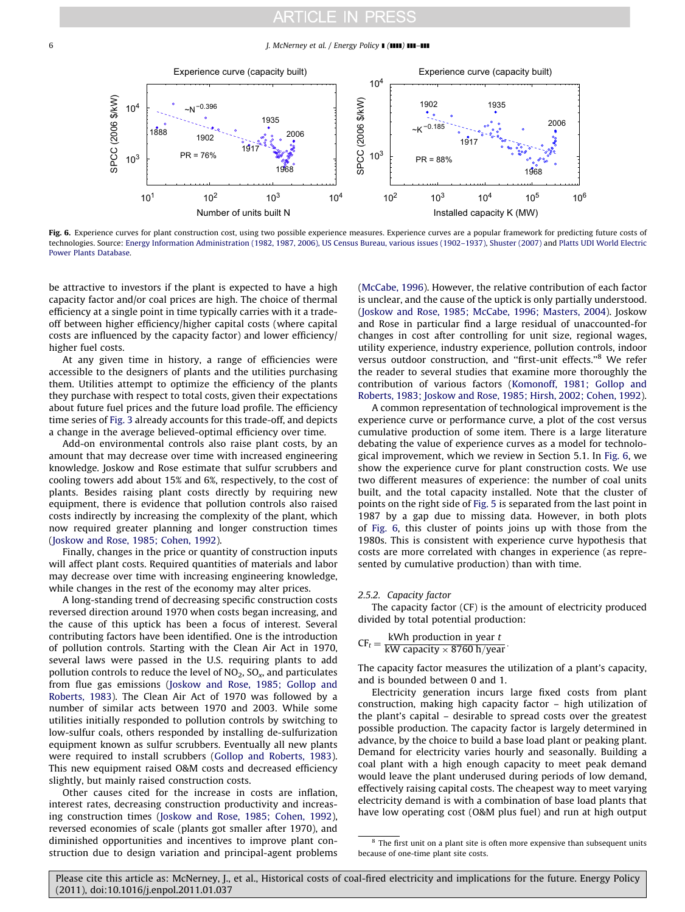**Fig. 6.** Experience curves for plant construction cost, using two possible experience measures. Experience curves are a popular framework for predicting future costs of technologies. Source: Energy Information Administration (1982, 1987, 2006), US Census Bureau, various issues (1902–1937), Shuster (2007) and Platts UDI World Electric Power Plants Database.

be attractive to investors if the plant is expected to have a high capacity factor and/or coal prices are high. The choice of thermal efficiency at a single point in time typically carries with it a tradeoff between higher efficiency/higher capital costs (where capital costs are influenced by the capacity factor) and lower efficiency/higher fuel costs.

At any given time in history, a range of efficiencies were accessible to the designers of plants and the utilities purchasing them. Utilities attempt to optimize the efficiency of the plants they purchase with respect to total costs, given their expectations about future fuel prices and the future load profile. The efficiency time series of Fig. 3 already accounts for this trade-off, and depicts a change in the average believed-optimal efficiency over time.

Add-on environmental controls also raise plant costs, by an amount that may decrease over time with increased engineering knowledge. Joskow and Rose estimate that sulfur scrubbers and cooling towers add about 15% and 6%, respectively, to the cost of plants. Besides raising plant costs directly by requiring new equipment, there is evidence that pollution controls also raised costs indirectly by increasing the complexity of the plant, which now required greater planning and longer construction times (Joskow and Rose, 1985; Cohen, 1992).

Finally, changes in the price or quantity of construction inputs will affect plant costs. Required quantities of materials and labor may decrease over time with increasing engineering knowledge, while changes in the rest of the economy may alter prices.

A long-standing trend of decreasing specific construction costs reversed direction around 1970 when costs began increasing, and the cause of this uptick has been a focus of interest. Several contributing factors have been identified. One is the introduction of pollution controls. Starting with the Clean Air Act in 1970, several laws were passed in the U.S. requiring plants to add pollution controls to reduce the level of $NO_2$, $SO_x$, and particulates from flue gas emissions (Joskow and Rose, 1985; Gollop and Roberts, 1983). The Clean Air Act of 1970 was followed by a number of similar acts between 1970 and 2003. While some utilities initially responded to pollution controls by switching to low-sulfur coals, others responded by installing de-sulfurization equipment known as sulfur scrubbers. Eventually all new plants were required to install scrubbers (Gollop and Roberts, 1983). This new equipment raised O&M costs and decreased efficiency slightly, but mainly raised construction costs.

Other causes cited for the increase in costs are inflation, interest rates, decreasing construction productivity and increasing construction times (Joskow and Rose, 1985; Cohen, 1992), reversed economies of scale (plants got smaller after 1970), and diminished opportunities and incentives to improve plant construction due to design variation and principal-agent problems (McCabe, 1996). However, the relative contribution of each factor is unclear, and the cause of the uptick is only partially understood. (Joskow and Rose, 1985; McCabe, 1996; Masters, 2004). Joskow and Rose in particular find a large residual of unaccounted-for changes in cost after controlling for unit size, regional wages, utility experience, industry experience, pollution controls, indoor versus outdoor construction, and "first-unit effects."[8] We refer the reader to several studies that examine more thoroughly the contribution of various factors (Komonoff, 1981; Gollop and Roberts, 1983; Joskow and Rose, 1985; Hirsh, 2002; Cohen, 1992).

A common representation of technological improvement is the experience curve or performance curve, a plot of the cost versus cumulative production of some item. There is a large literature debating the value of experience curves as a model for technological improvement, which we review in Section 5.1. In Fig. 6, we show the experience curve for plant construction costs. We use two different measures of experience: the number of coal units built, and the total capacity installed. Note that the cluster of points on the right side of Fig. 5 is separated from the last point in 1987 by a gap due to missing data. However, in both plots of Fig. 6, this cluster of points joins up with those from the 1980s. This is consistent with experience curve hypothesis that costs are more correlated with changes in experience (as represented by cumulative production) than with time.

### 2.5.2. Capacity factor

The capacity factor (CF) is the amount of electricity produced divided by total potential production:

$$CF_t = \frac{\text{kWh production in year } t}{\text{kW capacity} \times 8760\ \text{h/year}}.$$

The capacity factor measures the utilization of a plant's capacity, and is bounded between 0 and 1.

Electricity generation incurs large fixed costs from plant construction, making high capacity factor – high utilization of the plant's capital – desirable to spread costs over the greatest possible production. The capacity factor is largely determined in advance, by the choice to build a base load plant or peaking plant. Demand for electricity varies hourly and seasonally. Building a coal plant with a high enough capacity to meet peak demand would leave the plant underused during periods of low demand, effectively raising capital costs. The cheapest way to meet varying electricity demand is with a combination of base load plants that have low operating cost (O&M plus fuel) and run at high output

[8] The first unit on a plant site is often more expensive than subsequent units because of one-time plant site costs.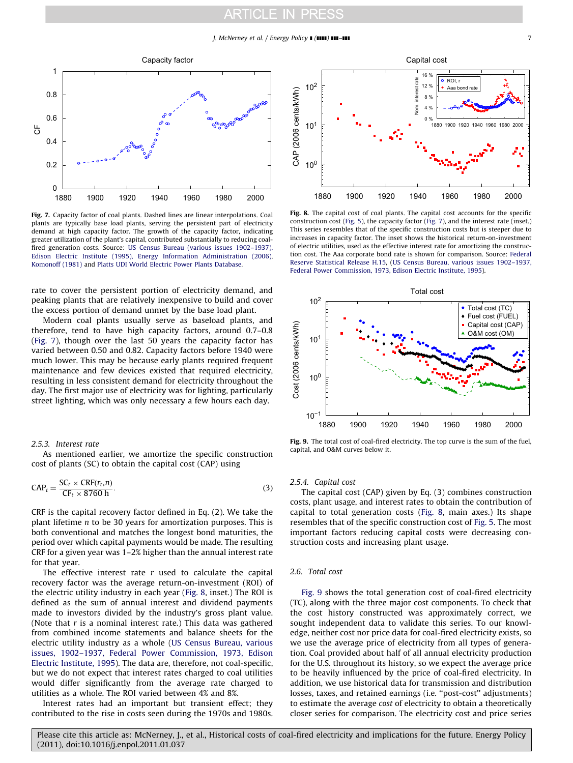**Fig. 7.** Capacity factor of coal plants. Dashed lines are linear interpolations. Coal plants are typically base load plants, serving the persistent part of electricity demand at high capacity factor. The growth of the capacity factor, indicating greater utilization of the plant's capital, contributed substantially to reducing coal-fired generation costs. Source: US Census Bureau (various issues 1902–1937), Edison Electric Institute (1995), Energy Information Administration (2006), Komonoff (1981) and Platts UDI World Electric Power Plants Database.

**Fig. 8.** The capital cost of coal plants. The capital cost accounts for the specific construction cost (Fig. 5), the capacity factor (Fig. 7), and the interest rate (inset.) This series resembles that of the specific construction costs but is steeper due to increases in capacity factor. The inset shows the historical return-on-investment of electric utilities, used as the effective interest rate for amortizing the construction cost. The Aaa corporate bond rate is shown for comparison. Source: Federal Reserve Statistical Release H.15, (US Census Bureau, various issues 1902–1937, Federal Power Commission, 1973, Edison Electric Institute, 1995).

rate to cover the persistent portion of electricity demand, and peaking plants that are relatively inexpensive to build and cover the excess portion of demand unmet by the base load plant.

Modern coal plants usually serve as baseload plants, and therefore, tend to have high capacity factors, around 0.7–0.8 (Fig. 7), though over the last 50 years the capacity factor has varied between 0.50 and 0.82. Capacity factors before 1940 were much lower. This may be because early plants required frequent maintenance and few devices existed that required electricity, resulting in less consistent demand for electricity throughout the day. The first major use of electricity was for lighting, particularly street lighting, which was only necessary a few hours each day.

### 2.5.3. Interest rate

As mentioned earlier, we amortize the specific construction cost of plants (SC) to obtain the capital cost (CAP) using

$$\mathrm{CAP}_t = \frac{\mathrm{SC}_t \times \mathrm{CRF}(r_t, n)}{\mathrm{CF}_t \times 8760\ \mathrm{h}}. \tag{3}$$

CRF is the capital recovery factor defined in Eq. (2). We take the plant lifetime $n$ to be 30 years for amortization purposes. This is both conventional and matches the longest bond maturities, the period over which capital payments would be made. The resulting CRF for a given year was 1–2% higher than the annual interest rate for that year.

The effective interest rate $r$ used to calculate the capital recovery factor was the average return-on-investment (ROI) of the electric utility industry in each year (Fig. 8, inset.) The ROI is defined as the sum of annual interest and dividend payments made to investors divided by the industry's gross plant value. (Note that $r$ is a nominal interest rate.) This data was gathered from combined income statements and balance sheets for the electric utility industry as a whole (US Census Bureau, various issues, 1902–1937, Federal Power Commission, 1973, Edison Electric Institute, 1995). The data are, therefore, not coal-specific, but we do not expect that interest rates charged to coal utilities would differ significantly from the average rate charged to utilities as a whole. The ROI varied between 4% and 8%.

Interest rates had an important but transient effect; they contributed to the rise in costs seen during the 1970s and 1980s.

**Fig. 9.** The total cost of coal-fired electricity. The top curve is the sum of the fuel, capital, and O&M curves below it.

### 2.5.4. Capital cost

The capital cost (CAP) given by Eq. (3) combines construction costs, plant usage, and interest rates to obtain the contribution of capital to total generation costs (Fig. 8, main axes.) Its shape resembles that of the specific construction cost of Fig. 5. The most important factors reducing capital costs were decreasing construction costs and increasing plant usage.

## 2.6. Total cost

Fig. 9 shows the total generation cost of coal-fired electricity (TC), along with the three major cost components. To check that the cost history constructed was approximately correct, we sought independent data to validate this series. To our knowledge, neither cost nor price data for coal-fired electricity exists, so we use the average price of electricity from all types of generation. Coal provided about half of all annual electricity production for the U.S. throughout its history, so we expect the average price to be heavily influenced by the price of coal-fired electricity. In addition, we use historical data for transmission and distribution losses, taxes, and retained earnings (i.e. "post-cost" adjustments) to estimate the average *cost* of electricity to obtain a theoretically closer series for comparison. The electricity cost and price series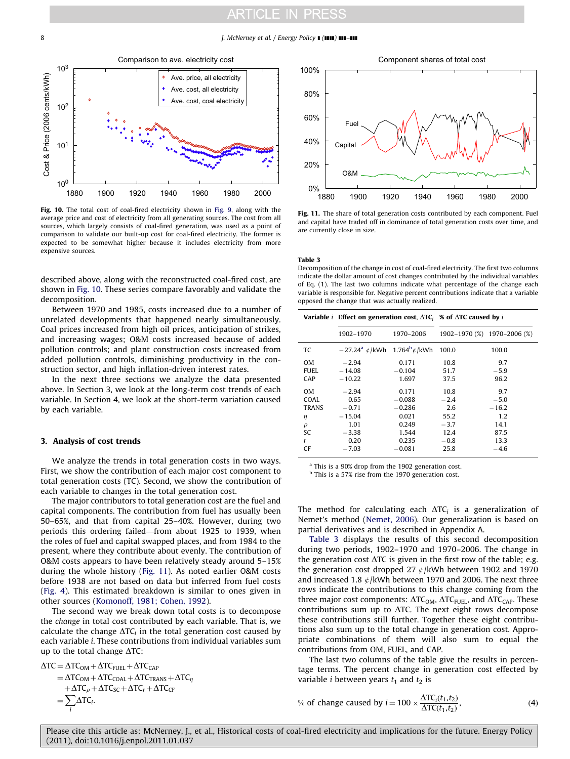Fig. 10. The total cost of coal-fired electricity shown in Fig. 9, along with the average price and cost of electricity from all generating sources. The cost from all sources, which largely consists of coal-fired generation, was used as a point of comparison to validate our built-up cost for coal-fired electricity. The former is expected to be somewhat higher because it includes electricity from more expensive sources.

Fig. 11. The share of total generation costs contributed by each component. Fuel and capital have traded off in dominance of total generation costs over time, and are currently close in size.

described above, along with the reconstructed coal-fired cost, are shown in Fig. 10. These series compare favorably and validate the decomposition.

Between 1970 and 1985, costs increased due to a number of unrelated developments that happened nearly simultaneously. Coal prices increased from high oil prices, anticipation of strikes, and increasing wages; O&M costs increased because of added pollution controls; and plant construction costs increased from added pollution controls, diminishing productivity in the construction sector, and high inflation-driven interest rates.

In the next three sections we analyze the data presented above. In Section 3, we look at the long-term cost trends of each variable. In Section 4, we look at the short-term variation caused by each variable.

## 3. Analysis of cost trends

We analyze the trends in total generation costs in two ways. First, we show the contribution of each major cost component to total generation costs (TC). Second, we show the contribution of each variable to changes in the total generation cost.

The major contributors to total generation costs are the fuel and capital components. The contribution from fuel has usually been 50–65%, and that from capital 25–40%. However, during two periods this ordering failed—from about 1925 to 1939, when the roles of fuel and capital swapped places, and from 1984 to the present, where they contribute about evenly. The contribution of O&M costs appears to have been relatively steady around 5–15% during the whole history (Fig. 11). As noted earlier O&M costs before 1938 are not based on data but inferred from fuel costs (Fig. 4). This estimated breakdown is similar to ones given in other sources (Komonoff, 1981; Cohen, 1992).

The second way we break down total costs is to decompose the *change* in total cost contributed by each variable. That is, we calculate the change $\Delta TC_i$ in the total generation cost caused by each variable $i$. These contributions from individual variables sum up to the total change $\Delta TC$:

$$\begin{aligned}\Delta TC &= \Delta TC_{OM} + \Delta TC_{FUEL} + \Delta TC_{CAP} \\ &= \Delta TC_{OM} + \Delta TC_{COAL} + \Delta TC_{TRANS} + \Delta TC_{\eta} \\ &\quad + \Delta TC_{\rho} + \Delta TC_{SC} + \Delta TC_{r} + \Delta TC_{CF} \\ &= \sum_i \Delta TC_i.\end{aligned}$$

**Table 3**
Decomposition of the change in cost of coal-fired electricity. The first two columns indicate the dollar amount of cost changes contributed by the individual variables of Eq. (1). The last two columns indicate what percentage of the change each variable is responsible for. Negative percent contributions indicate that a variable opposed the change that was actually realized.

| Variable $i$ | Effect on generation cost, $\Delta TC_i$ | | % of $\Delta TC$ caused by $i$ | |
|---|---|---|---|---|
| | 1902–1970 | 1970–2006 | 1902–1970 (%) | 1970–2006 (%) |
| TC | −27.24[a] ¢/kWh | 1.764[b] ¢/kWh | 100.0 | 100.0 |
| OM | −2.94 | 0.171 | 10.8 | 9.7 |
| FUEL | −14.08 | −0.104 | 51.7 | −5.9 |
| CAP | −10.22 | 1.697 | 37.5 | 96.2 |
| OM | −2.94 | 0.171 | 10.8 | 9.7 |
| COAL | 0.65 | −0.088 | −2.4 | −5.0 |
| TRANS | −0.71 | −0.286 | 2.6 | −16.2 |
| $\eta$ | −15.04 | 0.021 | 55.2 | 1.2 |
| $\rho$ | 1.01 | 0.249 | −3.7 | 14.1 |
| SC | −3.38 | 1.544 | 12.4 | 87.5 |
| $r$ | 0.20 | 0.235 | −0.8 | 13.3 |
| CF | −7.03 | −0.081 | 25.8 | −4.6 |

[a] This is a 90% drop from the 1902 generation cost.
[b] This is a 57% rise from the 1970 generation cost.

The method for calculating each $\Delta TC_i$ is a generalization of Nemet's method (Nemet, 2006). Our generalization is based on partial derivatives and is described in Appendix A.

Table 3 displays the results of this second decomposition during two periods, 1902–1970 and 1970–2006. The change in the generation cost $\Delta TC$ is given in the first row of the table; e.g. the generation cost dropped 27 ¢/kWh between 1902 and 1970 and increased 1.8 ¢/kWh between 1970 and 2006. The next three rows indicate the contributions to this change coming from the three major cost components: $\Delta TC_{OM}$, $\Delta TC_{FUEL}$, and $\Delta TC_{CAP}$. These contributions sum up to $\Delta TC$. The next eight rows decompose these contributions still further. Together these eight contributions also sum up to the total change in generation cost. Appropriate combinations of them will also sum to equal the contributions from OM, FUEL, and CAP.

The last two columns of the table give the results in percentage terms. The percent change in generation cost effected by variable $i$ between years $t_1$ and $t_2$ is

$$\% \text{ of change caused by } i = 100 \times \frac{\Delta TC_i(t_1,t_2)}{\Delta TC(t_1,t_2)}, \tag{4}$$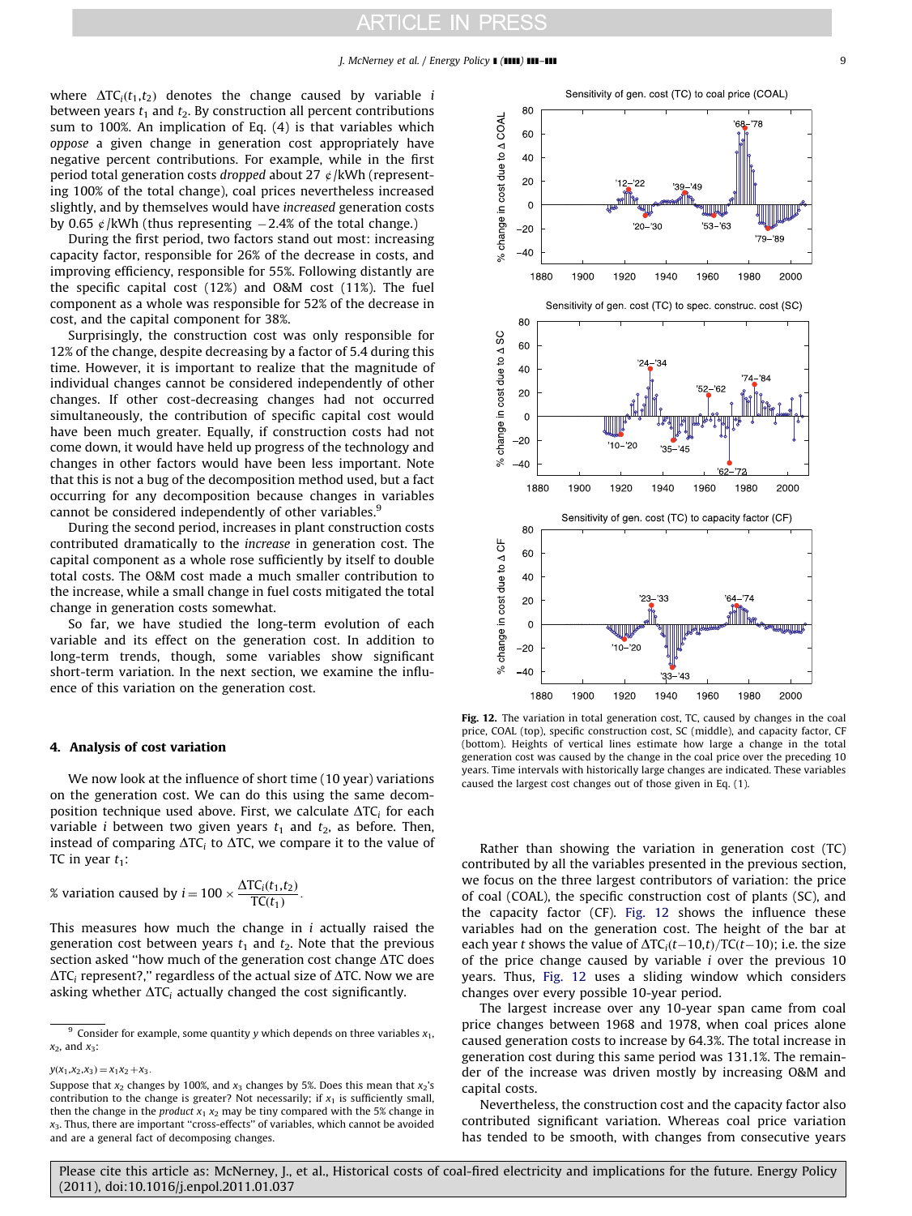where $\Delta TC_i(t_1,t_2)$ denotes the change caused by variable $i$ between years $t_1$ and $t_2$. By construction all percent contributions sum to 100%. An implication of Eq. (4) is that variables which *oppose* a given change in generation cost appropriately have negative percent contributions. For example, while in the first period total generation costs *dropped* about 27 ¢/kWh (representing 100% of the total change), coal prices nevertheless increased slightly, and by themselves would have *increased* generation costs by 0.65 ¢/kWh (thus representing −2.4% of the total change.)

During the first period, two factors stand out most: increasing capacity factor, responsible for 26% of the decrease in costs, and improving efficiency, responsible for 55%. Following distantly are the specific capital cost (12%) and O&M cost (11%). The fuel component as a whole was responsible for 52% of the decrease in cost, and the capital component for 38%.

Surprisingly, the construction cost was only responsible for 12% of the change, despite decreasing by a factor of 5.4 during this time. However, it is important to realize that the magnitude of individual changes cannot be considered independently of other changes. If other cost-decreasing changes had not occurred simultaneously, the contribution of specific capital cost would have been much greater. Equally, if construction costs had not come down, it would have held up progress of the technology and changes in other factors would have been less important. Note that this is not a bug of the decomposition method used, but a fact occurring for any decomposition because changes in variables cannot be considered independently of other variables.[9]

During the second period, increases in plant construction costs contributed dramatically to the *increase* in generation cost. The capital component as a whole rose sufficiently by itself to double total costs. The O&M cost made a much smaller contribution to the increase, while a small change in fuel costs mitigated the total change in generation costs somewhat.

So far, we have studied the long-term evolution of each variable and its effect on the generation cost. In addition to long-term trends, though, some variables show significant short-term variation. In the next section, we examine the influence of this variation on the generation cost.

## 4. Analysis of cost variation

We now look at the influence of short time (10 year) variations on the generation cost. We can do this using the same decomposition technique used above. First, we calculate $\Delta TC_i$ for each variable $i$ between two given years $t_1$ and $t_2$, as before. Then, instead of comparing $\Delta TC_i$ to $\Delta TC$, we compare it to the value of TC in year $t_1$:

$$\%\text{ variation caused by } i = 100 \times \frac{\Delta TC_i(t_1,t_2)}{TC(t_1)}.$$

This measures how much the change in $i$ actually raised the generation cost between years $t_1$ and $t_2$. Note that the previous section asked "how much of the generation cost change $\Delta TC$ does $\Delta TC_i$ represent?," regardless of the actual size of $\Delta TC$. Now we are asking whether $\Delta TC_i$ actually changed the cost significantly.

Fig. 12. The variation in total generation cost, TC, caused by changes in the coal price, COAL (top), specific construction cost, SC (middle), and capacity factor, CF (bottom). Heights of vertical lines estimate how large a change in the total generation cost was caused by the change in the coal price over the preceding 10 years. Time intervals with historically large changes are indicated. These variables caused the largest cost changes out of those given in Eq. (1).

Rather than showing the variation in generation cost (TC) contributed by all the variables presented in the previous section, we focus on the three largest contributors of variation: the price of coal (COAL), the specific construction cost of plants (SC), and the capacity factor (CF). Fig. 12 shows the influence these variables had on the generation cost. The height of the bar at each year $t$ shows the value of $\Delta TC_i(t-10,t)/TC(t-10)$; i.e. the size of the price change caused by variable $i$ over the previous 10 years. Thus, Fig. 12 uses a sliding window which considers changes over every possible 10-year period.

The largest increase over any 10-year span came from coal price changes between 1968 and 1978, when coal prices alone caused generation costs to increase by 64.3%. The total increase in generation cost during this same period was 131.1%. The remainder of the increase was driven mostly by increasing O&M and capital costs.

Nevertheless, the construction cost and the capacity factor also contributed significant variation. Whereas coal price variation has tended to be smooth, with changes from consecutive years

[9] Consider for example, some quantity $y$ which depends on three variables $x_1$, $x_2$, and $x_3$:

$$y(x_1,x_2,x_3) = x_1x_2 + x_3.$$

Suppose that $x_2$ changes by 100%, and $x_3$ changes by 5%. Does this mean that $x_2$'s contribution to the change is greater? Not necessarily; if $x_1$ is sufficiently small, then the change in the *product* $x_1\,x_2$ may be tiny compared with the 5% change in $x_3$. Thus, there are important "cross-effects" of variables, which cannot be avoided and are a general fact of decomposing changes.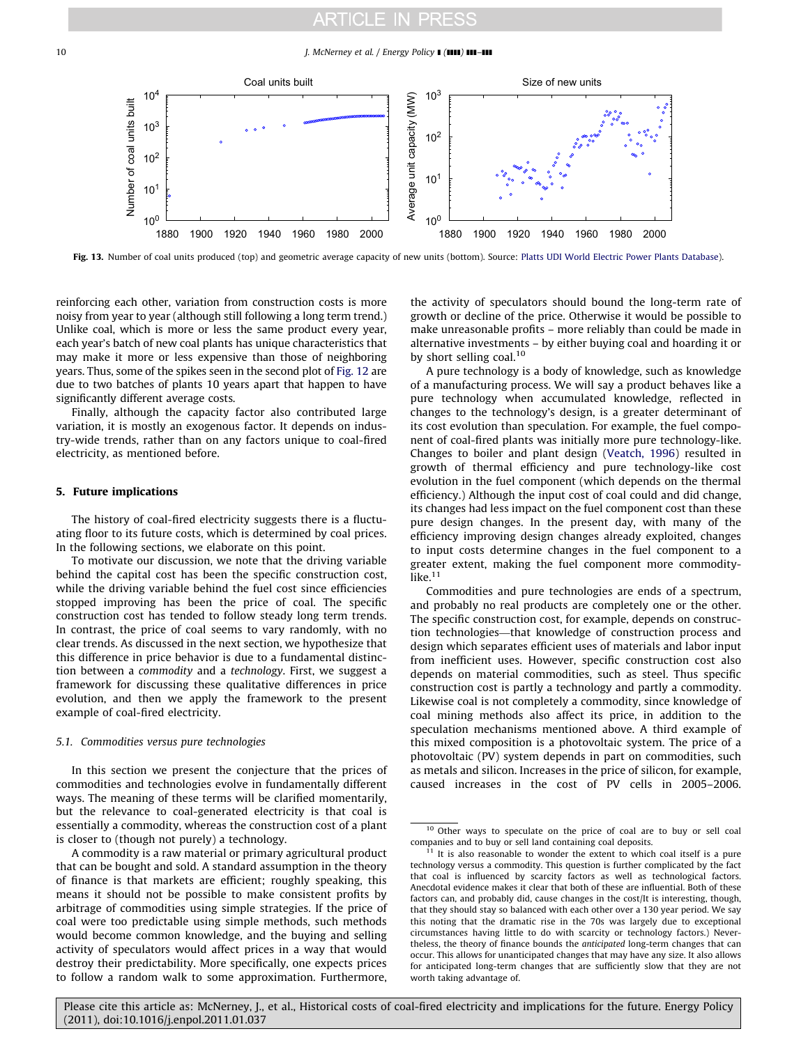Fig. 13. Number of coal units produced (top) and geometric average capacity of new units (bottom). Source: Platts UDI World Electric Power Plants Database).

reinforcing each other, variation from construction costs is more noisy from year to year (although still following a long term trend.) Unlike coal, which is more or less the same product every year, each year's batch of new coal plants has unique characteristics that may make it more or less expensive than those of neighboring years. Thus, some of the spikes seen in the second plot of Fig. 12 are due to two batches of plants 10 years apart that happen to have significantly different average costs.

Finally, although the capacity factor also contributed large variation, it is mostly an exogenous factor. It depends on industry-wide trends, rather than on any factors unique to coal-fired electricity, as mentioned before.

## 5. Future implications

The history of coal-fired electricity suggests there is a fluctuating floor to its future costs, which is determined by coal prices. In the following sections, we elaborate on this point.

To motivate our discussion, we note that the driving variable behind the capital cost has been the specific construction cost, while the driving variable behind the fuel cost since efficiencies stopped improving has been the price of coal. The specific construction cost has tended to follow steady long term trends. In contrast, the price of coal seems to vary randomly, with no clear trends. As discussed in the next section, we hypothesize that this difference in price behavior is due to a fundamental distinction between a *commodity* and a *technology*. First, we suggest a framework for discussing these qualitative differences in price evolution, and then we apply the framework to the present example of coal-fired electricity.

### 5.1. Commodities versus pure technologies

In this section we present the conjecture that the prices of commodities and technologies evolve in fundamentally different ways. The meaning of these terms will be clarified momentarily, but the relevance to coal-generated electricity is that coal is essentially a commodity, whereas the construction cost of a plant is closer to (though not purely) a technology.

A commodity is a raw material or primary agricultural product that can be bought and sold. A standard assumption in the theory of finance is that markets are efficient; roughly speaking, this means it should not be possible to make consistent profits by arbitrage of commodities using simple strategies. If the price of coal were too predictable using simple methods, such methods would become common knowledge, and the buying and selling activity of speculators would affect prices in a way that would destroy their predictability. More specifically, one expects prices to follow a random walk to some approximation. Furthermore, the activity of speculators should bound the long-term rate of growth or decline of the price. Otherwise it would be possible to make unreasonable profits – more reliably than could be made in alternative investments – by either buying coal and hoarding it or by short selling coal.[10]

A pure technology is a body of knowledge, such as knowledge of a manufacturing process. We will say a product behaves like a pure technology when accumulated knowledge, reflected in changes to the technology's design, is a greater determinant of its cost evolution than speculation. For example, the fuel component of coal-fired plants was initially more pure technology-like. Changes to boiler and plant design (Veatch, 1996) resulted in growth of thermal efficiency and pure technology-like cost evolution in the fuel component (which depends on the thermal efficiency.) Although the input cost of coal could and did change, its changes had less impact on the fuel component cost than these pure design changes. In the present day, with many of the efficiency improving design changes already exploited, changes to input costs determine changes in the fuel component to a greater extent, making the fuel component more commodity-like.[11]

Commodities and pure technologies are ends of a spectrum, and probably no real products are completely one or the other. The specific construction cost, for example, depends on construction technologies—that knowledge of construction process and design which separates efficient uses of materials and labor input from inefficient uses. However, specific construction cost also depends on material commodities, such as steel. Thus specific construction cost is partly a technology and partly a commodity. Likewise coal is not completely a commodity, since knowledge of coal mining methods also affect its price, in addition to the speculation mechanisms mentioned above. A third example of this mixed composition is a photovoltaic system. The price of a photovoltaic (PV) system depends in part on commodities, such as metals and silicon. Increases in the price of silicon, for example, caused increases in the cost of PV cells in 2005–2006.

---

[10] Other ways to speculate on the price of coal are to buy or sell coal companies and to buy or sell land containing coal deposits.

[11] It is also reasonable to wonder the extent to which coal itself is a pure technology versus a commodity. This question is further complicated by the fact that coal is influenced by scarcity factors as well as technological factors. Anecdotal evidence makes it clear that both of these are influential. Both of these factors can, and probably did, cause changes in the cost/It is interesting, though, that they should stay so balanced with each other over a 130 year period. We say this noting that the dramatic rise in the 70s was largely due to exceptional circumstances having little to do with scarcity or technology factors.) Nevertheless, the theory of finance bounds the *anticipated* long-term changes that can occur. This allows for unanticipated changes that may have any size. It also allows for anticipated long-term changes that are sufficiently slow that they are not worth taking advantage of.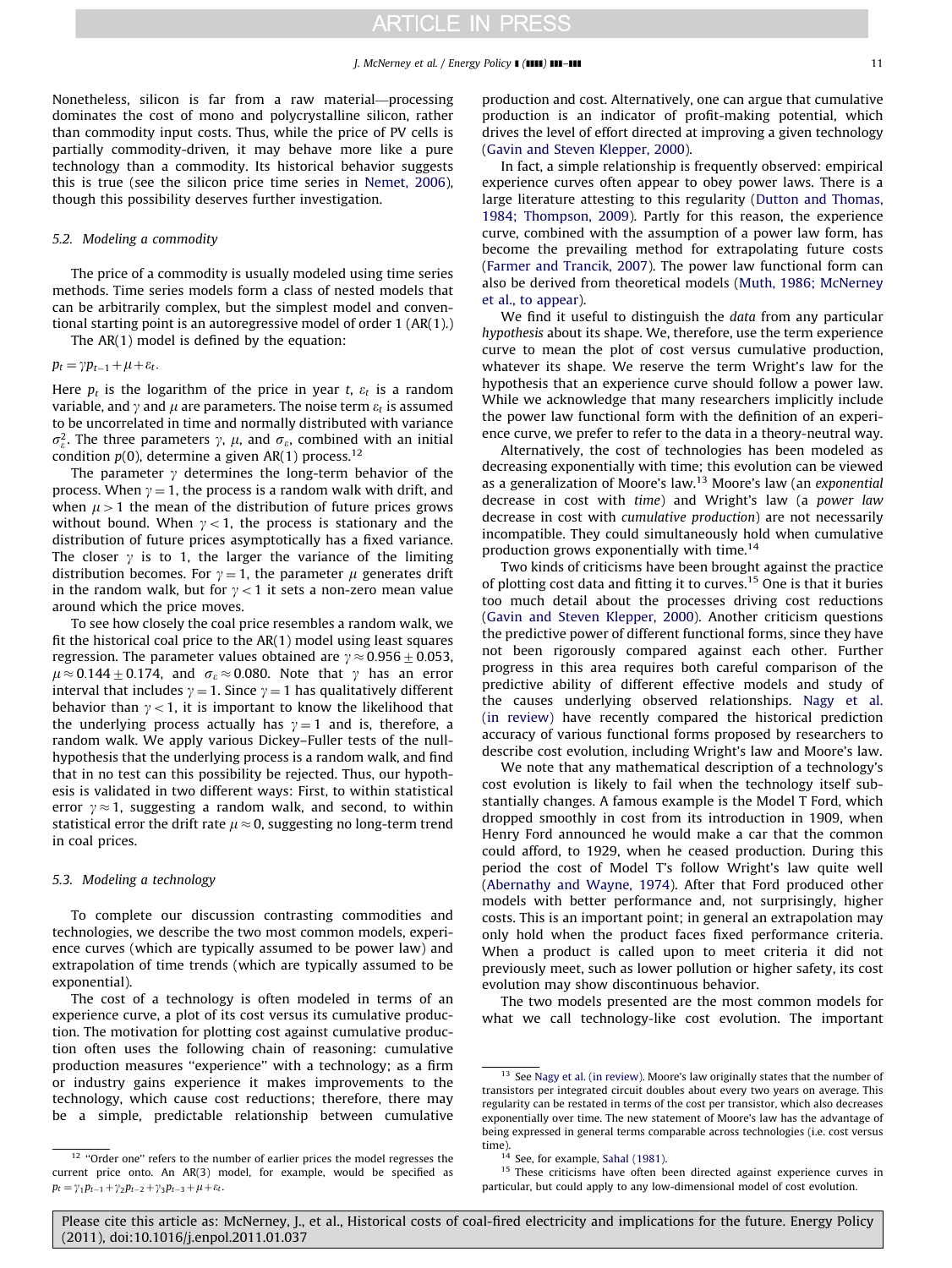Nonetheless, silicon is far from a raw material—processing dominates the cost of mono and polycrystalline silicon, rather than commodity input costs. Thus, while the price of PV cells is partially commodity-driven, it may behave more like a pure technology than a commodity. Its historical behavior suggests this is true (see the silicon price time series in Nemet, 2006), though this possibility deserves further investigation.

### 5.2. Modeling a commodity

The price of a commodity is usually modeled using time series methods. Time series models form a class of nested models that can be arbitrarily complex, but the simplest model and conventional starting point is an autoregressive model of order 1 (AR(1).)

The AR(1) model is defined by the equation:

$$p_t = \gamma p_{t-1} + \mu + \varepsilon_t.$$

Here $p_t$ is the logarithm of the price in year $t$, $\varepsilon_t$ is a random variable, and $\gamma$ and $\mu$ are parameters. The noise term $\varepsilon_t$ is assumed to be uncorrelated in time and normally distributed with variance $\sigma_\varepsilon^2$. The three parameters $\gamma$, $\mu$, and $\sigma_\varepsilon$, combined with an initial condition $p(0)$, determine a given AR(1) process.[12]

The parameter $\gamma$ determines the long-term behavior of the process. When $\gamma = 1$, the process is a random walk with drift, and when $\mu > 1$ the mean of the distribution of future prices grows without bound. When $\gamma < 1$, the process is stationary and the distribution of future prices asymptotically has a fixed variance. The closer $\gamma$ is to 1, the larger the variance of the limiting distribution becomes. For $\gamma = 1$, the parameter $\mu$ generates drift in the random walk, but for $\gamma < 1$ it sets a non-zero mean value around which the price moves.

To see how closely the coal price resembles a random walk, we fit the historical coal price to the AR(1) model using least squares regression. The parameter values obtained are $\gamma \approx 0.956 \pm 0.053$, $\mu \approx 0.144 \pm 0.174$, and $\sigma_\varepsilon \approx 0.080$. Note that $\gamma$ has an error interval that includes $\gamma = 1$. Since $\gamma = 1$ has qualitatively different behavior than $\gamma < 1$, it is important to know the likelihood that the underlying process actually has $\gamma = 1$ and is, therefore, a random walk. We apply various Dickey–Fuller tests of the null-hypothesis that the underlying process is a random walk, and find that in no test can this possibility be rejected. Thus, our hypothesis is validated in two different ways: First, to within statistical error $\gamma \approx 1$, suggesting a random walk, and second, to within statistical error the drift rate $\mu \approx 0$, suggesting no long-term trend in coal prices.

### 5.3. Modeling a technology

To complete our discussion contrasting commodities and technologies, we describe the two most common models, experience curves (which are typically assumed to be power law) and extrapolation of time trends (which are typically assumed to be exponential).

The cost of a technology is often modeled in terms of an experience curve, a plot of its cost versus its cumulative production. The motivation for plotting cost against cumulative production often uses the following chain of reasoning: cumulative production measures "experience" with a technology; as a firm or industry gains experience it makes improvements to the technology, which cause cost reductions; therefore, there may be a simple, predictable relationship between cumulative production and cost. Alternatively, one can argue that cumulative production is an indicator of profit-making potential, which drives the level of effort directed at improving a given technology (Gavin and Steven Klepper, 2000).

In fact, a simple relationship is frequently observed: empirical experience curves often appear to obey power laws. There is a large literature attesting to this regularity (Dutton and Thomas, 1984; Thompson, 2009). Partly for this reason, the experience curve, combined with the assumption of a power law form, has become the prevailing method for extrapolating future costs (Farmer and Trancik, 2007). The power law functional form can also be derived from theoretical models (Muth, 1986; McNerney et al., to appear).

We find it useful to distinguish the *data* from any particular *hypothesis* about its shape. We, therefore, use the term experience curve to mean the plot of cost versus cumulative production, whatever its shape. We reserve the term Wright's law for the hypothesis that an experience curve should follow a power law. While we acknowledge that many researchers implicitly include the power law functional form with the definition of an experience curve, we prefer to refer to the data in a theory-neutral way.

Alternatively, the cost of technologies has been modeled as decreasing exponentially with time; this evolution can be viewed as a generalization of Moore's law.[13] Moore's law (an *exponential* decrease in cost with *time*) and Wright's law (a *power law* decrease in cost with *cumulative production*) are not necessarily incompatible. They could simultaneously hold when cumulative production grows exponentially with time.[14]

Two kinds of criticisms have been brought against the practice of plotting cost data and fitting it to curves.[15] One is that it buries too much detail about the processes driving cost reductions (Gavin and Steven Klepper, 2000). Another criticism questions the predictive power of different functional forms, since they have not been rigorously compared against each other. Further progress in this area requires both careful comparison of the predictive ability of different effective models and study of the causes underlying observed relationships. Nagy et al. (in review) have recently compared the historical prediction accuracy of various functional forms proposed by researchers to describe cost evolution, including Wright's law and Moore's law.

We note that any mathematical description of a technology's cost evolution is likely to fail when the technology itself substantially changes. A famous example is the Model T Ford, which dropped smoothly in cost from its introduction in 1909, when Henry Ford announced he would make a car that the common could afford, to 1929, when he ceased production. During this period the cost of Model T's follow Wright's law quite well (Abernathy and Wayne, 1974). After that Ford produced other models with better performance and, not surprisingly, higher costs. This is an important point; in general an extrapolation may only hold when the product faces fixed performance criteria. When a product is called upon to meet criteria it did not previously meet, such as lower pollution or higher safety, its cost evolution may show discontinuous behavior.

The two models presented are the most common models for what we call technology-like cost evolution. The important

---

[12] "Order one" refers to the number of earlier prices the model regresses the current price onto. An AR(3) model, for example, would be specified as $p_t = \gamma_1 p_{t-1} + \gamma_2 p_{t-2} + \gamma_3 p_{t-3} + \mu + \varepsilon_t$.

[13] See Nagy et al. (in review). Moore's law originally states that the number of transistors per integrated circuit doubles about every two years on average. This regularity can be restated in terms of the cost per transistor, which also decreases exponentially over time. The new statement of Moore's law has the advantage of being expressed in general terms comparable across technologies (i.e. cost versus time).

[14] See, for example, Sahal (1981).

[15] These criticisms have often been directed against experience curves in particular, but could apply to any low-dimensional model of cost evolution.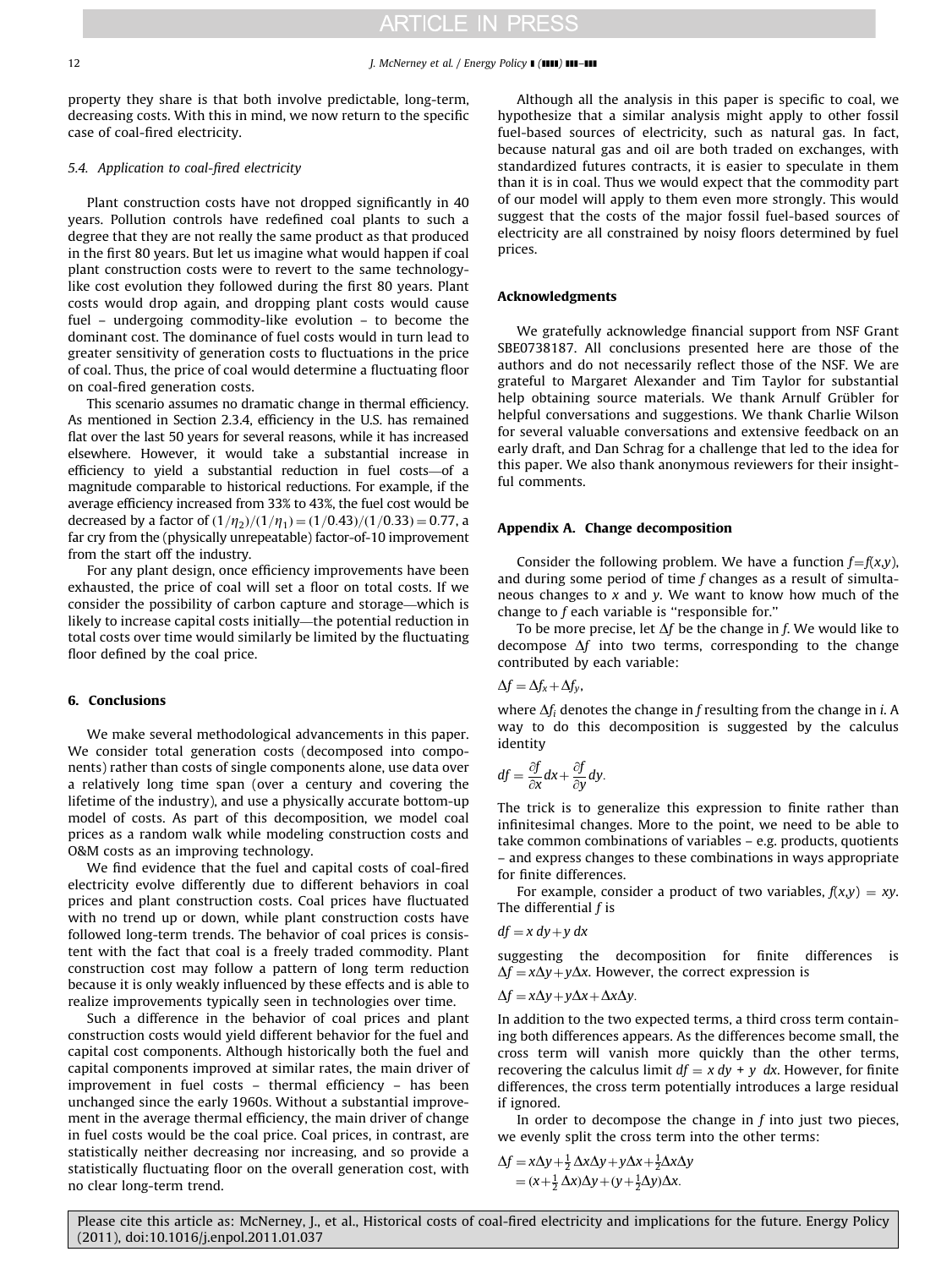property they share is that both involve predictable, long-term, decreasing costs. With this in mind, we now return to the specific case of coal-fired electricity.

### 5.4. Application to coal-fired electricity

Plant construction costs have not dropped significantly in 40 years. Pollution controls have redefined coal plants to such a degree that they are not really the same product as that produced in the first 80 years. But let us imagine what would happen if coal plant construction costs were to revert to the same technology-like cost evolution they followed during the first 80 years. Plant costs would drop again, and dropping plant costs would cause fuel – undergoing commodity-like evolution – to become the dominant cost. The dominance of fuel costs would in turn lead to greater sensitivity of generation costs to fluctuations in the price of coal. Thus, the price of coal would determine a fluctuating floor on coal-fired generation costs.

This scenario assumes no dramatic change in thermal efficiency. As mentioned in Section 2.3.4, efficiency in the U.S. has remained flat over the last 50 years for several reasons, while it has increased elsewhere. However, it would take a substantial increase in efficiency to yield a substantial reduction in fuel costs—of a magnitude comparable to historical reductions. For example, if the average efficiency increased from 33% to 43%, the fuel cost would be decreased by a factor of $(1/\eta_2)/(1/\eta_1) = (1/0.43)/(1/0.33) = 0.77$, a far cry from the (physically unrepeatable) factor-of-10 improvement from the start off the industry.

For any plant design, once efficiency improvements have been exhausted, the price of coal will set a floor on total costs. If we consider the possibility of carbon capture and storage—which is likely to increase capital costs initially—the potential reduction in total costs over time would similarly be limited by the fluctuating floor defined by the coal price.

## 6. Conclusions

We make several methodological advancements in this paper. We consider total generation costs (decomposed into components) rather than costs of single components alone, use data over a relatively long time span (over a century and covering the lifetime of the industry), and use a physically accurate bottom-up model of costs. As part of this decomposition, we model coal prices as a random walk while modeling construction costs and O&M costs as an improving technology.

We find evidence that the fuel and capital costs of coal-fired electricity evolve differently due to different behaviors in coal prices and plant construction costs. Coal prices have fluctuated with no trend up or down, while plant construction costs have followed long-term trends. The behavior of coal prices is consistent with the fact that coal is a freely traded commodity. Plant construction cost may follow a pattern of long term reduction because it is only weakly influenced by these effects and is able to realize improvements typically seen in technologies over time.

Such a difference in the behavior of coal prices and plant construction costs would yield different behavior for the fuel and capital cost components. Although historically both the fuel and capital components improved at similar rates, the main driver of improvement in fuel costs – thermal efficiency – has been unchanged since the early 1960s. Without a substantial improvement in the average thermal efficiency, the main driver of change in fuel costs would be the coal price. Coal prices, in contrast, are statistically neither decreasing nor increasing, and so provide a statistically fluctuating floor on the overall generation cost, with no clear long-term trend.

Although all the analysis in this paper is specific to coal, we hypothesize that a similar analysis might apply to other fossil fuel-based sources of electricity, such as natural gas. In fact, because natural gas and oil are both traded on exchanges, with standardized futures contracts, it is easier to speculate in them than it is in coal. Thus we would expect that the commodity part of our model will apply to them even more strongly. This would suggest that the costs of the major fossil fuel-based sources of electricity are all constrained by noisy floors determined by fuel prices.

## Acknowledgments

We gratefully acknowledge financial support from NSF Grant SBE0738187. All conclusions presented here are those of the authors and do not necessarily reflect those of the NSF. We are grateful to Margaret Alexander and Tim Taylor for substantial help obtaining source materials. We thank Arnulf Grübler for helpful conversations and suggestions. We thank Charlie Wilson for several valuable conversations and extensive feedback on an early draft, and Dan Schrag for a challenge that led to the idea for this paper. We also thank anonymous reviewers for their insightful comments.

## Appendix A. Change decomposition

Consider the following problem. We have a function $f=f(x,y)$, and during some period of time $f$ changes as a result of simultaneous changes to $x$ and $y$. We want to know how much of the change to $f$ each variable is "responsible for."

To be more precise, let $\Delta f$ be the change in $f$. We would like to decompose $\Delta f$ into two terms, corresponding to the change contributed by each variable:

$$\Delta f = \Delta f_x + \Delta f_y,$$

where $\Delta f_i$ denotes the change in $f$ resulting from the change in $i$. A way to do this decomposition is suggested by the calculus identity

$$df = \frac{\partial f}{\partial x}dx + \frac{\partial f}{\partial y}dy.$$

The trick is to generalize this expression to finite rather than infinitesimal changes. More to the point, we need to be able to take common combinations of variables – e.g. products, quotients – and express changes to these combinations in ways appropriate for finite differences.

For example, consider a product of two variables, $f(x,y) = xy$. The differential $f$ is

$$df = x\,dy + y\,dx$$

suggesting the decomposition for finite differences is $\Delta f = x\Delta y + y\Delta x$. However, the correct expression is

$$\Delta f = x\Delta y + y\Delta x + \Delta x\Delta y.$$

In addition to the two expected terms, a third cross term containing both differences appears. As the differences become small, the cross term will vanish more quickly than the other terms, recovering the calculus limit $df = x\,dy + y\,dx$. However, for finite differences, the cross term potentially introduces a large residual if ignored.

In order to decompose the change in $f$ into just two pieces, we evenly split the cross term into the other terms:

$$\begin{aligned}\Delta f &= x\Delta y + \tfrac{1}{2}\Delta x\Delta y + y\Delta x + \tfrac{1}{2}\Delta x\Delta y \\ &= (x + \tfrac{1}{2}\Delta x)\Delta y + (y + \tfrac{1}{2}\Delta y)\Delta x.\end{aligned}$$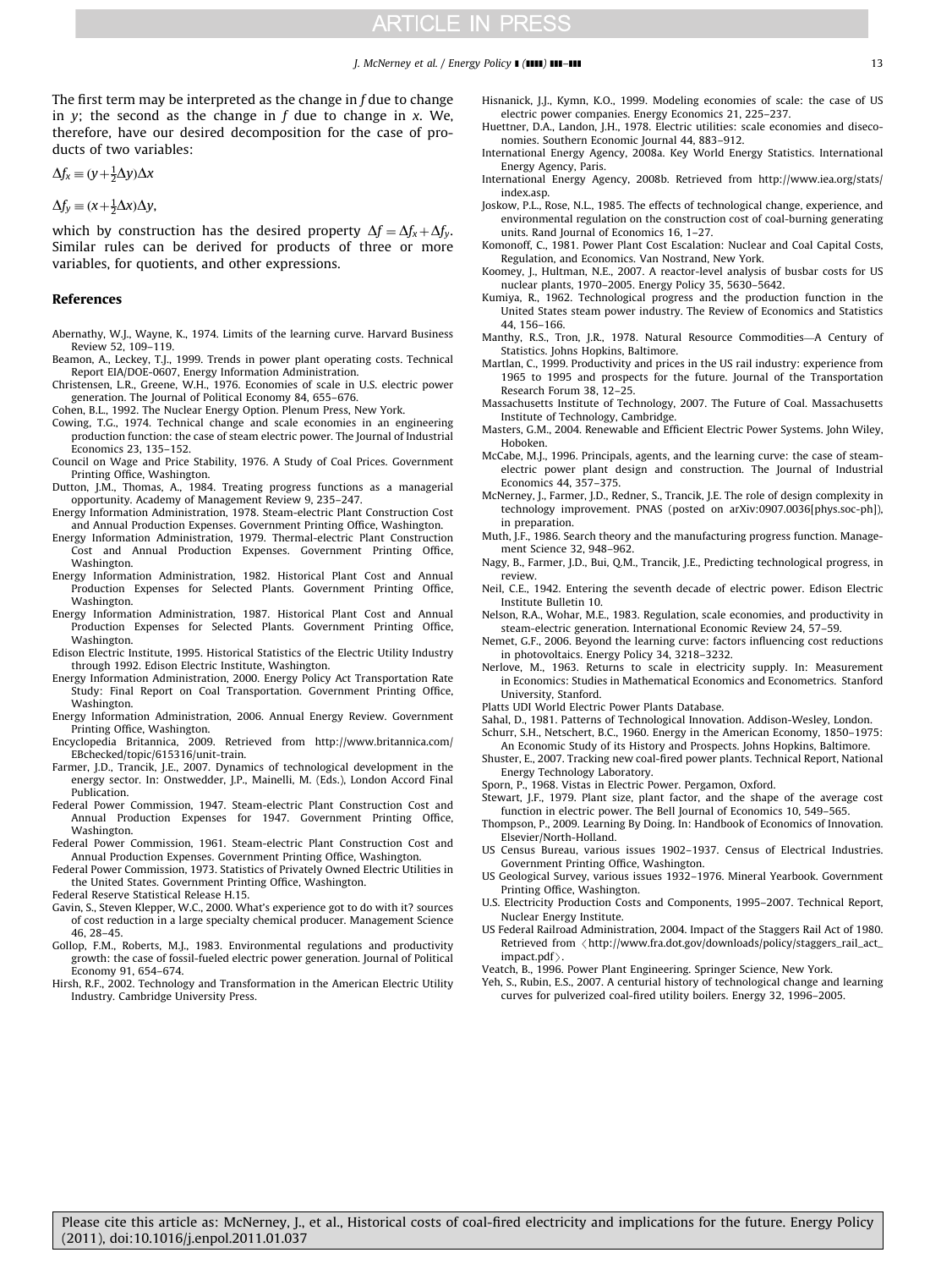The first term may be interpreted as the change in $f$ due to change in $y$; the second as the change in $f$ due to change in $x$. We, therefore, have our desired decomposition for the case of products of two variables:

$$\Delta f_x \equiv (y + \tfrac{1}{2}\Delta y)\Delta x$$

$$\Delta f_y \equiv (x + \tfrac{1}{2}\Delta x)\Delta y,$$

which by construction has the desired property $\Delta f = \Delta f_x + \Delta f_y$. Similar rules can be derived for products of three or more variables, for quotients, and other expressions.

## References

Abernathy, W.J., Wayne, K., 1974. Limits of the learning curve. Harvard Business Review 52, 109–119.

Beamon, A., Leckey, T.J., 1999. Trends in power plant operating costs. Technical Report EIA/DOE-0607, Energy Information Administration.

Christensen, L.R., Greene, W.H., 1976. Economies of scale in U.S. electric power generation. The Journal of Political Economy 84, 655–676.

Cohen, B.L., 1992. The Nuclear Energy Option. Plenum Press, New York.

Cowing, T.G., 1974. Technical change and scale economies in an engineering production function: the case of steam electric power. The Journal of Industrial Economics 23, 135–152.

Council on Wage and Price Stability, 1976. A Study of Coal Prices. Government Printing Office, Washington.

Dutton, J.M., Thomas, A., 1984. Treating progress functions as a managerial opportunity. Academy of Management Review 9, 235–247.

Energy Information Administration, 1978. Steam-electric Plant Construction Cost and Annual Production Expenses. Government Printing Office, Washington.

Energy Information Administration, 1979. Thermal-electric Plant Construction Cost and Annual Production Expenses. Government Printing Office, Washington.

Energy Information Administration, 1982. Historical Plant Cost and Annual Production Expenses for Selected Plants. Government Printing Office, Washington.

Energy Information Administration, 1987. Historical Plant Cost and Annual Production Expenses for Selected Plants. Government Printing Office, Washington.

Edison Electric Institute, 1995. Historical Statistics of the Electric Utility Industry through 1992. Edison Electric Institute, Washington.

Energy Information Administration, 2000. Energy Policy Act Transportation Rate Study: Final Report on Coal Transportation. Government Printing Office, Washington.

Energy Information Administration, 2006. Annual Energy Review. Government Printing Office, Washington.

Encyclopedia Britannica, 2009. Retrieved from http://www.britannica.com/EBchecked/topic/615316/unit-train.

Farmer, J.D., Trancik, J.E., 2007. Dynamics of technological development in the energy sector. In: Onstwedder, J.P., Mainelli, M. (Eds.), London Accord Final Publication.

Federal Power Commission, 1947. Steam-electric Plant Construction Cost and Annual Production Expenses for 1947. Government Printing Office, Washington.

Federal Power Commission, 1961. Steam-electric Plant Construction Cost and Annual Production Expenses. Government Printing Office, Washington.

Federal Power Commission, 1973. Statistics of Privately Owned Electric Utilities in the United States. Government Printing Office, Washington.

Federal Reserve Statistical Release H.15.

Gavin, S., Steven Klepper, W.C., 2000. What's experience got to do with it? sources of cost reduction in a large specialty chemical producer. Management Science 46, 28–45.

Gollop, F.M., Roberts, M.J., 1983. Environmental regulations and productivity growth: the case of fossil-fueled electric power generation. Journal of Political Economy 91, 654–674.

Hirsh, R.F., 2002. Technology and Transformation in the American Electric Utility Industry. Cambridge University Press.

Hisnanick, J.J., Kymn, K.O., 1999. Modeling economies of scale: the case of US electric power companies. Energy Economics 21, 225–237.

Huettner, D.A., Landon, J.H., 1978. Electric utilities: scale economies and diseconomies. Southern Economic Journal 44, 883–912.

International Energy Agency, 2008a. Key World Energy Statistics. International Energy Agency, Paris.

International Energy Agency, 2008b. Retrieved from http://www.iea.org/stats/index.asp.

Joskow, P.L., Rose, N.L., 1985. The effects of technological change, experience, and environmental regulation on the construction cost of coal-burning generating units. Rand Journal of Economics 16, 1–27.

Komonoff, C., 1981. Power Plant Cost Escalation: Nuclear and Coal Capital Costs, Regulation, and Economics. Van Nostrand, New York.

Koomey, J., Hultman, N.E., 2007. A reactor-level analysis of busbar costs for US nuclear plants, 1970–2005. Energy Policy 35, 5630–5642.

Kumiya, R., 1962. Technological progress and the production function in the United States steam power industry. The Review of Economics and Statistics 44, 156–166.

Manthy, R.S., Tron, J.R., 1978. Natural Resource Commodities—A Century of Statistics. Johns Hopkins, Baltimore.

Martlan, C., 1999. Productivity and prices in the US rail industry: experience from 1965 to 1995 and prospects for the future. Journal of the Transportation Research Forum 38, 12–25.

Massachusetts Institute of Technology, 2007. The Future of Coal. Massachusetts Institute of Technology, Cambridge.

Masters, G.M., 2004. Renewable and Efficient Electric Power Systems. John Wiley, Hoboken.

McCabe, M.J., 1996. Principals, agents, and the learning curve: the case of steam-electric power plant design and construction. The Journal of Industrial Economics 44, 357–375.

McNerney, J., Farmer, J.D., Redner, S., Trancik, J.E. The role of design complexity in technology improvement. PNAS (posted on arXiv:0907.0036[phys.soc-ph]), in preparation.

Muth, J.F., 1986. Search theory and the manufacturing progress function. Management Science 32, 948–962.

Nagy, B., Farmer, J.D., Bui, Q.M., Trancik, J.E., Predicting technological progress, in review.

Neil, C.E., 1942. Entering the seventh decade of electric power. Edison Electric Institute Bulletin 10.

Nelson, R.A., Wohar, M.E., 1983. Regulation, scale economies, and productivity in steam-electric generation. International Economic Review 24, 57–59.

Nemet, G.F., 2006. Beyond the learning curve: factors influencing cost reductions in photovoltaics. Energy Policy 34, 3218–3232.

Nerlove, M., 1963. Returns to scale in electricity supply. In: Measurement in Economics: Studies in Mathematical Economics and Econometrics. Stanford University, Stanford.

Platts UDI World Electric Power Plants Database.

Sahal, D., 1981. Patterns of Technological Innovation. Addison-Wesley, London.

Schurr, S.H., Netschert, B.C., 1960. Energy in the American Economy, 1850–1975: An Economic Study of its History and Prospects. Johns Hopkins, Baltimore.

Shuster, E., 2007. Tracking new coal-fired power plants. Technical Report, National Energy Technology Laboratory.

Sporn, P., 1968. Vistas in Electric Power. Pergamon, Oxford.

Stewart, J.F., 1979. Plant size, plant factor, and the shape of the average cost function in electric power. The Bell Journal of Economics 10, 549–565.

Thompson, P., 2009. Learning By Doing. In: Handbook of Economics of Innovation. Elsevier/North-Holland.

US Census Bureau, various issues 1902–1937. Census of Electrical Industries. Government Printing Office, Washington.

US Geological Survey, various issues 1932–1976. Mineral Yearbook. Government Printing Office, Washington.

U.S. Electricity Production Costs and Components, 1995–2007. Technical Report, Nuclear Energy Institute.

US Federal Railroad Administration, 2004. Impact of the Staggers Rail Act of 1980. Retrieved from ⟨http://www.fra.dot.gov/downloads/policy/staggers_rail_act_impact.pdf⟩.

Veatch, B., 1996. Power Plant Engineering. Springer Science, New York.

Yeh, S., Rubin, E.S., 2007. A centurial history of technological change and learning curves for pulverized coal-fired utility boilers. Energy 32, 1996–2005.

Please cite this article as: McNerney, J., et al., Historical costs of coal-fired electricity and implications for the future. Energy Policy (2011), doi:10.1016/j.enpol.2011.01.037